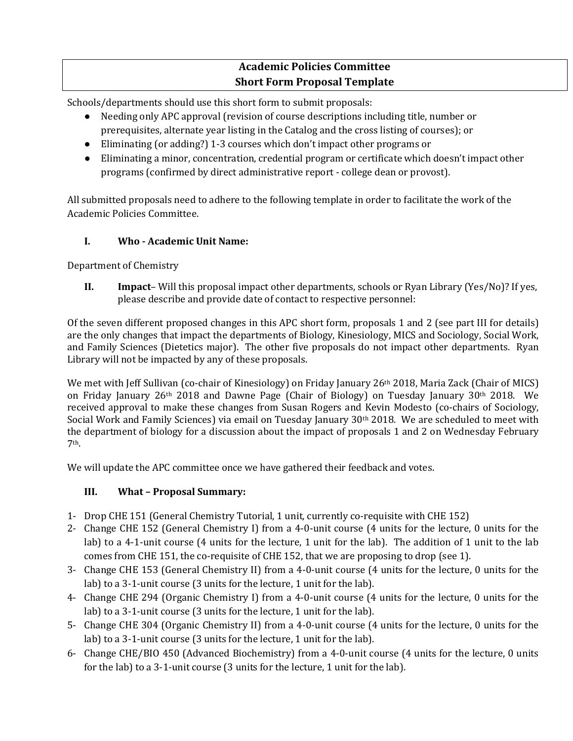# Academic Policies Committee
# Short Form Proposal Template

Schools/departments should use this short form to submit proposals:

- Needing only APC approval (revision of course descriptions including title, number or prerequisites, alternate year listing in the Catalog and the cross listing of courses); or
- Eliminating (or adding?) 1-3 courses which don't impact other programs or
- Eliminating a minor, concentration, credential program or certificate which doesn't impact other programs (confirmed by direct administrative report - college dean or provost).

All submitted proposals need to adhere to the following template in order to facilitate the work of the Academic Policies Committee.

## I. Who - Academic Unit Name:

Department of Chemistry

## II. Impact– Will this proposal impact other departments, schools or Ryan Library (Yes/No)? If yes, please describe and provide date of contact to respective personnel:

Of the seven different proposed changes in this APC short form, proposals 1 and 2 (see part III for details) are the only changes that impact the departments of Biology, Kinesiology, MICS and Sociology, Social Work, and Family Sciences (Dietetics major). The other five proposals do not impact other departments. Ryan Library will not be impacted by any of these proposals.

We met with Jeff Sullivan (co-chair of Kinesiology) on Friday January 26th 2018, Maria Zack (Chair of MICS) on Friday January 26th 2018 and Dawne Page (Chair of Biology) on Tuesday January 30th 2018. We received approval to make these changes from Susan Rogers and Kevin Modesto (co-chairs of Sociology, Social Work and Family Sciences) via email on Tuesday January 30th 2018. We are scheduled to meet with the department of biology for a discussion about the impact of proposals 1 and 2 on Wednesday February 7th.

We will update the APC committee once we have gathered their feedback and votes.

## III. What – Proposal Summary:

1- Drop CHE 151 (General Chemistry Tutorial, 1 unit, currently co-requisite with CHE 152)

2- Change CHE 152 (General Chemistry I) from a 4-0-unit course (4 units for the lecture, 0 units for the lab) to a 4-1-unit course (4 units for the lecture, 1 unit for the lab). The addition of 1 unit to the lab comes from CHE 151, the co-requisite of CHE 152, that we are proposing to drop (see 1).

3- Change CHE 153 (General Chemistry II) from a 4-0-unit course (4 units for the lecture, 0 units for the lab) to a 3-1-unit course (3 units for the lecture, 1 unit for the lab).

4- Change CHE 294 (Organic Chemistry I) from a 4-0-unit course (4 units for the lecture, 0 units for the lab) to a 3-1-unit course (3 units for the lecture, 1 unit for the lab).

5- Change CHE 304 (Organic Chemistry II) from a 4-0-unit course (4 units for the lecture, 0 units for the lab) to a 3-1-unit course (3 units for the lecture, 1 unit for the lab).

6- Change CHE/BIO 450 (Advanced Biochemistry) from a 4-0-unit course (4 units for the lecture, 0 units for the lab) to a 3-1-unit course (3 units for the lecture, 1 unit for the lab).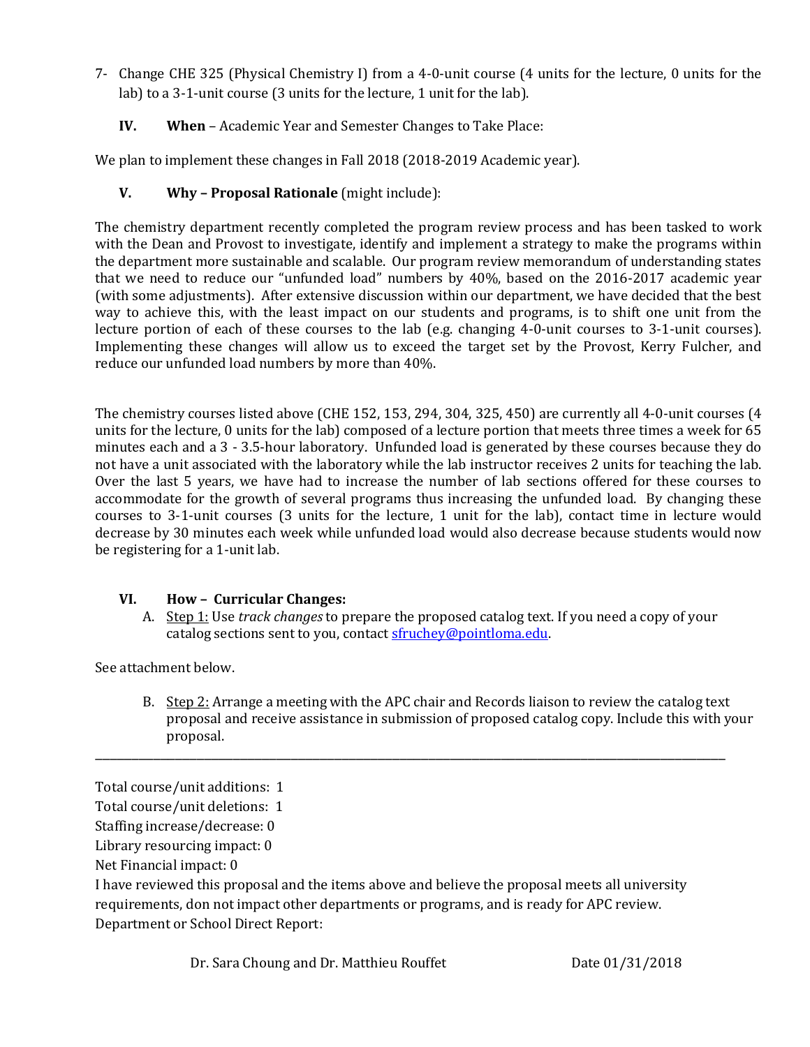7- Change CHE 325 (Physical Chemistry I) from a 4-0-unit course (4 units for the lecture, 0 units for the lab) to a 3-1-unit course (3 units for the lecture, 1 unit for the lab).

### IV. **When** – Academic Year and Semester Changes to Take Place:

We plan to implement these changes in Fall 2018 (2018-2019 Academic year).

### V. **Why – Proposal Rationale** (might include):

The chemistry department recently completed the program review process and has been tasked to work with the Dean and Provost to investigate, identify and implement a strategy to make the programs within the department more sustainable and scalable. Our program review memorandum of understanding states that we need to reduce our "unfunded load" numbers by 40%, based on the 2016-2017 academic year (with some adjustments). After extensive discussion within our department, we have decided that the best way to achieve this, with the least impact on our students and programs, is to shift one unit from the lecture portion of each of these courses to the lab (e.g. changing 4-0-unit courses to 3-1-unit courses). Implementing these changes will allow us to exceed the target set by the Provost, Kerry Fulcher, and reduce our unfunded load numbers by more than 40%.

The chemistry courses listed above (CHE 152, 153, 294, 304, 325, 450) are currently all 4-0-unit courses (4 units for the lecture, 0 units for the lab) composed of a lecture portion that meets three times a week for 65 minutes each and a 3 - 3.5-hour laboratory. Unfunded load is generated by these courses because they do not have a unit associated with the laboratory while the lab instructor receives 2 units for teaching the lab. Over the last 5 years, we have had to increase the number of lab sections offered for these courses to accommodate for the growth of several programs thus increasing the unfunded load. By changing these courses to 3-1-unit courses (3 units for the lecture, 1 unit for the lab), contact time in lecture would decrease by 30 minutes each week while unfunded load would also decrease because students would now be registering for a 1-unit lab.

### VI. **How – Curricular Changes:**

A. Step 1: Use *track changes* to prepare the proposed catalog text. If you need a copy of your catalog sections sent to you, contact sfruchey@pointloma.edu.

See attachment below.

B. Step 2: Arrange a meeting with the APC chair and Records liaison to review the catalog text proposal and receive assistance in submission of proposed catalog copy. Include this with your proposal.

---

Total course/unit additions: 1
Total course/unit deletions: 1
Staffing increase/decrease: 0
Library resourcing impact: 0
Net Financial impact: 0
I have reviewed this proposal and the items above and believe the proposal meets all university requirements, don not impact other departments or programs, and is ready for APC review.
Department or School Direct Report:

Dr. Sara Choung and Dr. Matthieu Rouffet Date 01/31/2018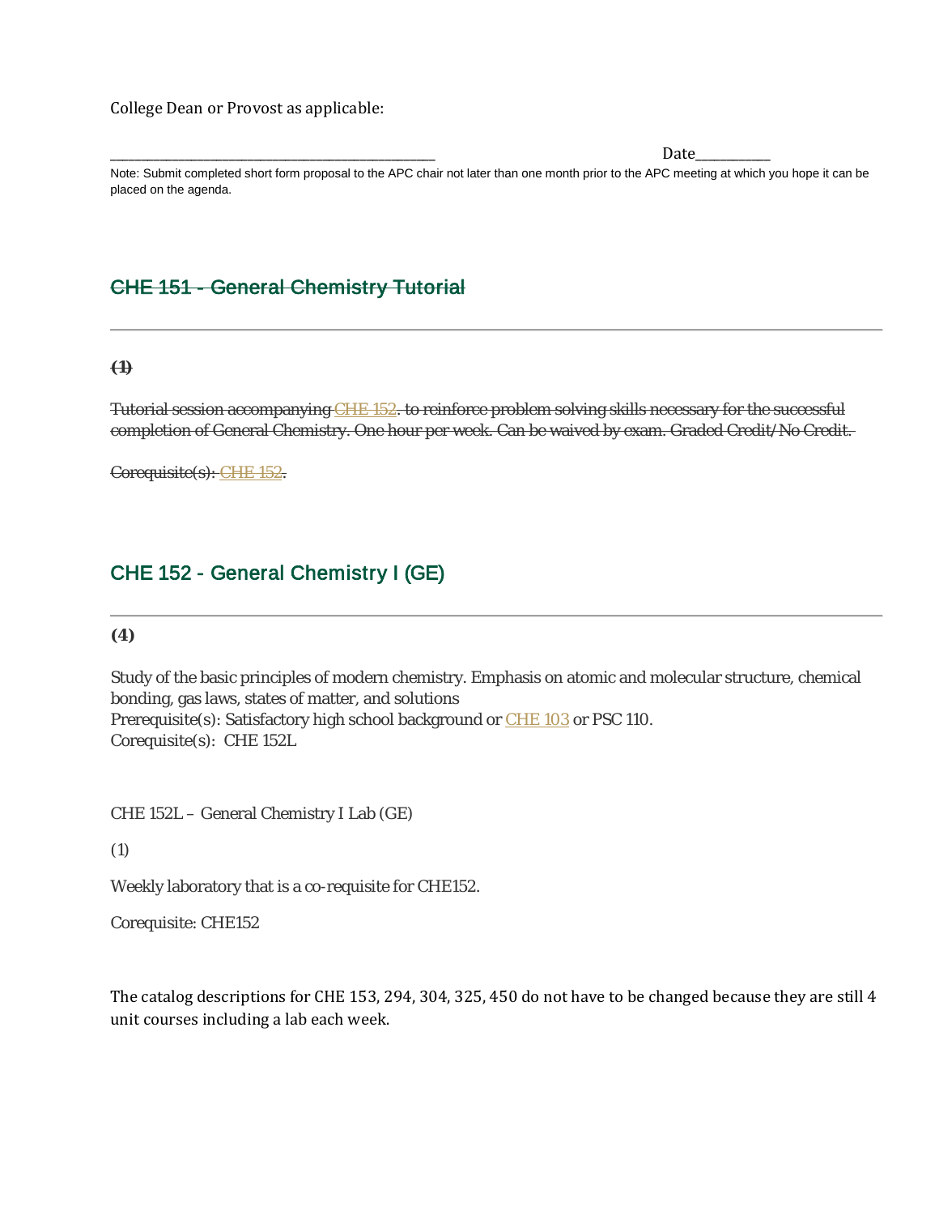College Dean or Provost as applicable:

\_\_\_\_\_\_\_\_\_\_\_\_\_\_\_\_\_\_\_\_\_\_\_\_\_\_\_\_\_\_\_\_\_\_\_\_\_\_\_\_\_\_\_\_\_\_ Date\_\_\_\_\_\_\_\_\_\_\_

Note: Submit completed short form proposal to the APC chair not later than one month prior to the APC meeting at which you hope it can be placed on the agenda.

## ~~CHE 151 - General Chemistry Tutorial~~

---

~~**(1)**~~

~~Tutorial session accompanying CHE 152. to reinforce problem solving skills necessary for the successful completion of General Chemistry. One hour per week. Can be waived by exam. Graded Credit/No Credit.~~

~~Corequisite(s): CHE 152.~~

## CHE 152 - General Chemistry I (GE)

---

**(4)**

Study of the basic principles of modern chemistry. Emphasis on atomic and molecular structure, chemical bonding, gas laws, states of matter, and solutions
Prerequisite(s): Satisfactory high school background or CHE 103 or PSC 110.
Corequisite(s): CHE 152L

CHE 152L – General Chemistry I Lab (GE)

(1)

Weekly laboratory that is a co-requisite for CHE152.

Corequisite: CHE152

The catalog descriptions for CHE 153, 294, 304, 325, 450 do not have to be changed because they are still 4 unit courses including a lab each week.